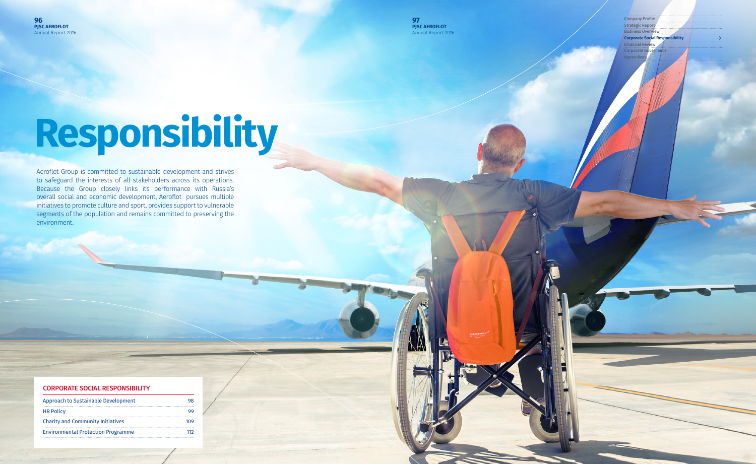# Responsibility

Aeroflot Group is committed to sustainable development and strives to safeguard the interests of all stakeholders across its operations. Because the Group closely links its performance with Russia's overall social and economic development, Aeroflot pursues multiple initiatives to promote culture and sport, provides support to vulnerable segments of the population and remains committed to preserving the environment.

## CORPORATE SOCIAL RESPONSIBILITY

| | |
|---|---|
| Approach to Sustainable Development | 98 |
| HR Policy | 99 |
| Charity and Community Initiatives | 109 |
| Environmental Protection Programme | 112 |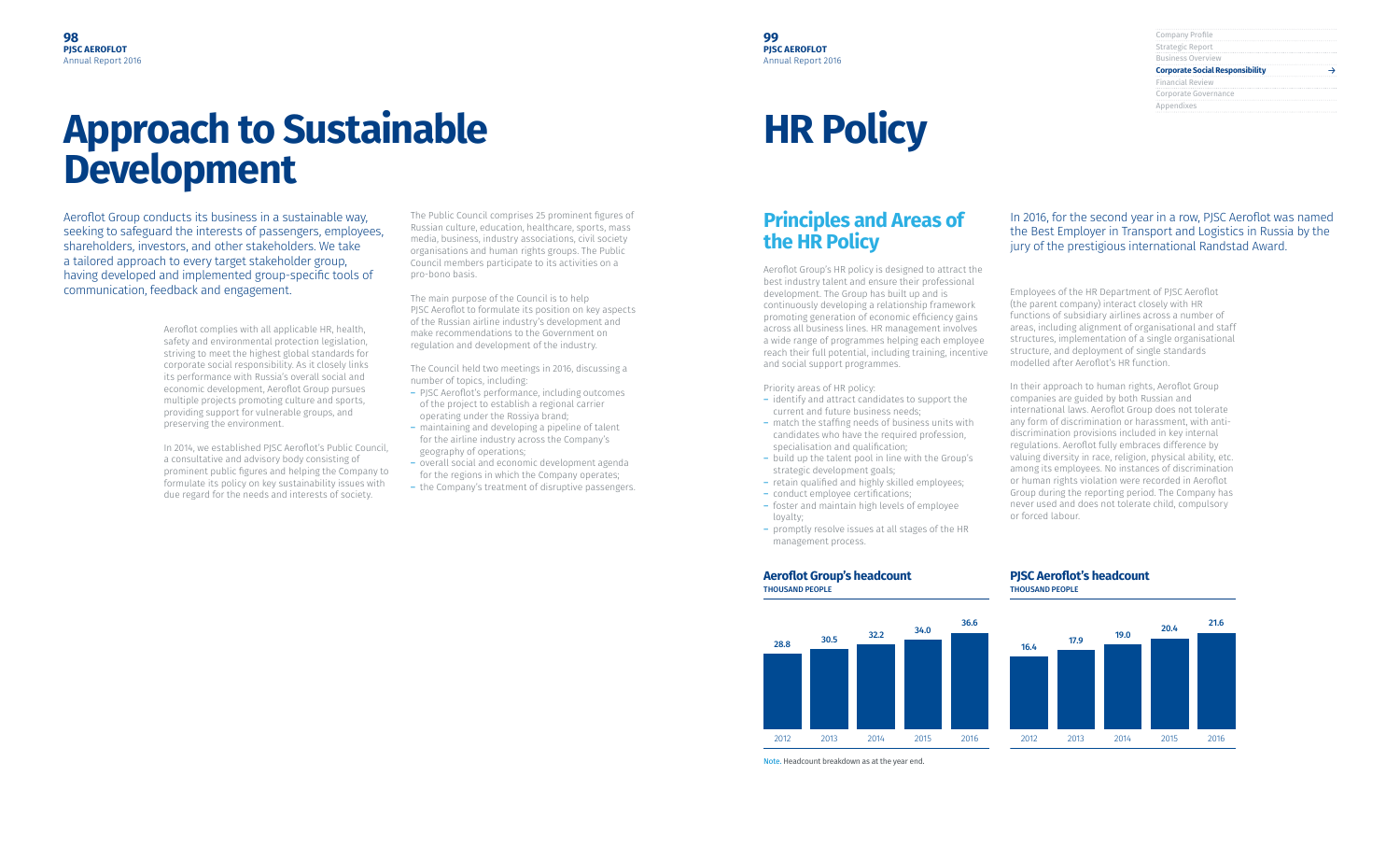# Approach to Sustainable Development

Aeroflot Group conducts its business in a sustainable way, seeking to safeguard the interests of passengers, employees, shareholders, investors, and other stakeholders. We take a tailored approach to every target stakeholder group, having developed and implemented group-specific tools of communication, feedback and engagement.

Aeroflot complies with all applicable HR, health, safety and environmental protection legislation, striving to meet the highest global standards for corporate social responsibility. As it closely links its performance with Russia's overall social and economic development, Aeroflot Group pursues multiple projects promoting culture and sports, providing support for vulnerable groups, and preserving the environment.

In 2014, we established PJSC Aeroflot's Public Council, a consultative and advisory body consisting of prominent public figures and helping the Company to formulate its policy on key sustainability issues with due regard for the needs and interests of society.

The Public Council comprises 25 prominent figures of Russian culture, education, healthcare, sports, mass media, business, industry associations, civil society organisations and human rights groups. The Public Council members participate to its activities on a pro-bono basis.

The main purpose of the Council is to help PJSC Aeroflot to formulate its position on key aspects of the Russian airline industry's development and make recommendations to the Government on regulation and development of the industry.

The Council held two meetings in 2016, discussing a number of topics, including:

- PJSC Aeroflot's performance, including outcomes of the project to establish a regional carrier operating under the Rossiya brand;
- maintaining and developing a pipeline of talent for the airline industry across the Company's geography of operations;
- overall social and economic development agenda for the regions in which the Company operates;
- the Company's treatment of disruptive passengers.

# HR Policy

## Principles and Areas of the HR Policy

Aeroflot Group's HR policy is designed to attract the best industry talent and ensure their professional development. The Group has built up and is continuously developing a relationship framework promoting generation of economic efficiency gains across all business lines. HR management involves a wide range of programmes helping each employee reach their full potential, including training, incentive and social support programmes.

Priority areas of HR policy:

- identify and attract candidates to support the current and future business needs;
- match the staffing needs of business units with candidates who have the required profession, specialisation and qualification;
- build up the talent pool in line with the Group's strategic development goals;
- retain qualified and highly skilled employees;
- conduct employee certifications;
- foster and maintain high levels of employee loyalty;
- promptly resolve issues at all stages of the HR management process.

In 2016, for the second year in a row, PJSC Aeroflot was named the Best Employer in Transport and Logistics in Russia by the jury of the prestigious international Randstad Award.

Employees of the HR Department of PJSC Aeroflot (the parent company) interact closely with HR functions of subsidiary airlines across a number of areas, including alignment of organisational and staff structures, implementation of a single organisational structure, and deployment of single standards modelled after Aeroflot's HR function.

In their approach to human rights, Aeroflot Group companies are guided by both Russian and international laws. Aeroflot Group does not tolerate any form of discrimination or harassment, with anti-discrimination provisions included in key internal regulations. Aeroflot fully embraces difference by valuing diversity in race, religion, physical ability, etc. among its employees. No instances of discrimination or human rights violation were recorded in Aeroflot Group during the reporting period. The Company has never used and does not tolerate child, compulsory or forced labour.

### Aeroflot Group's headcount
THOUSAND PEOPLE

| 2012 | 2013 | 2014 | 2015 | 2016 |
|---|---|---|---|---|
| 28.8 | 30.5 | 32.2 | 34.0 | 36.6 |

### PJSC Aeroflot's headcount
THOUSAND PEOPLE

| 2012 | 2013 | 2014 | 2015 | 2016 |
|---|---|---|---|---|
| 16.4 | 17.9 | 19.0 | 20.4 | 21.6 |

Note. Headcount breakdown as at the year end.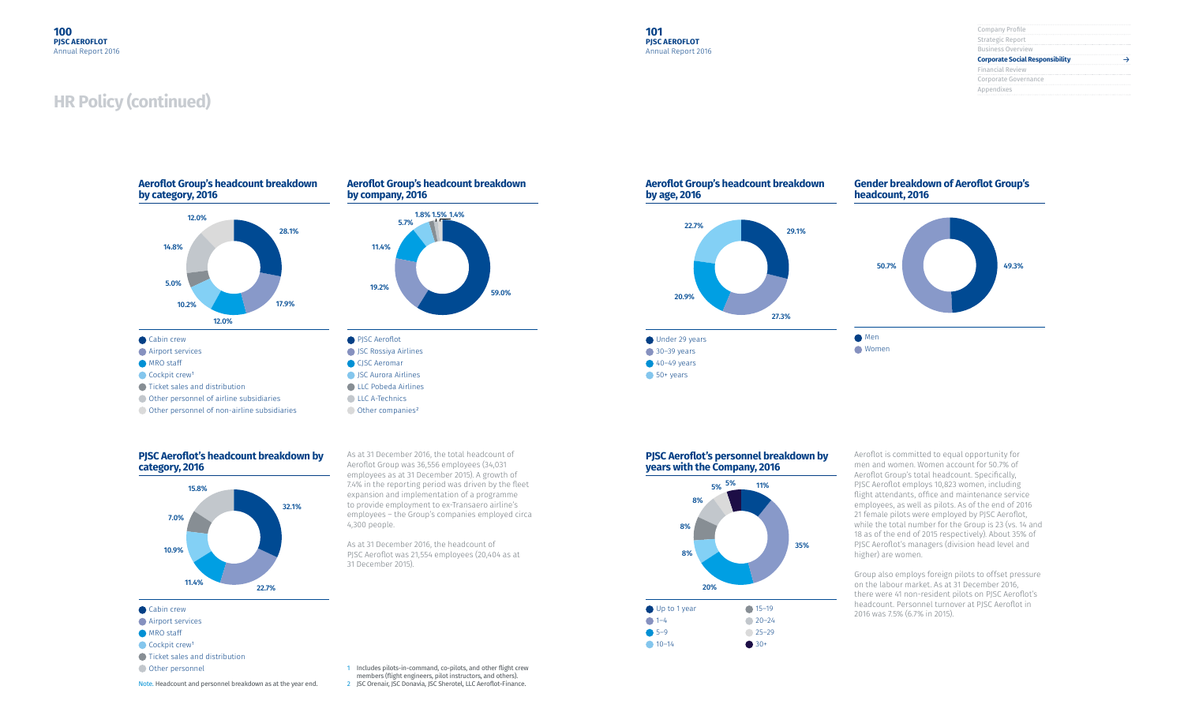# HR Policy (continued)

### Aeroflot Group's headcount breakdown by category, 2016

| Category | Share |
|---|---|
| Cabin crew | 28.1% |
| Airport services | 17.9% |
| MRO staff | 12.0% |
| Cockpit crew[1] | 10.2% |
| Ticket sales and distribution | 5.0% |
| Other personnel of airline subsidiaries | 14.8% |
| Other personnel of non-airline subsidiaries | 12.0% |

### Aeroflot Group's headcount breakdown by company, 2016

| Company | Share |
|---|---|
| PJSC Aeroflot | 59.0% |
| JSC Rossiya Airlines | 19.2% |
| CJSC Aeromar | 11.4% |
| JSC Aurora Airlines | 5.7% |
| LLC Pobeda Airlines | 1.8% |
| LLC A-Technics | 1.5% |
| Other companies[2] | 1.4% |

### PJSC Aeroflot's headcount breakdown by category, 2016

| Category | Share |
|---|---|
| Cabin crew | 32.1% |
| Airport services | 22.7% |
| MRO staff | 11.4% |
| Cockpit crew[1] | 10.9% |
| Ticket sales and distribution | 7.0% |
| Other personnel | 15.8% |

Note. Headcount and personnel breakdown as at the year end.

As at 31 December 2016, the total headcount of Aeroflot Group was 36,556 employees (34,031 employees as at 31 December 2015). A growth of 7.4% in the reporting period was driven by the fleet expansion and implementation of a programme to provide employment to ex-Transaero airline's employees – the Group's companies employed circa 4,300 people.

As at 31 December 2016, the headcount of PJSC Aeroflot was 21,554 employees (20,404 as at 31 December 2015).

1 Includes pilots-in-command, co-pilots, and other flight crew members (flight engineers, pilot instructors, and others).
2 JSC Orenair, JSC Donavia, JSC Sherotel, LLC Aeroflot-Finance.

### Aeroflot Group's headcount breakdown by age, 2016

| Age | Share |
|---|---|
| Under 29 years | 29.1% |
| 30–39 years | 27.3% |
| 40–49 years | 20.9% |
| 50+ years | 22.7% |

### Gender breakdown of Aeroflot Group's headcount, 2016

| Gender | Share |
|---|---|
| Men | 49.3% |
| Women | 50.7% |

### PJSC Aeroflot's personnel breakdown by years with the Company, 2016

| Years | Share |
|---|---|
| Up to 1 year | 11% |
| 1–4 | 35% |
| 5–9 | 20% |
| 10–14 | 8% |
| 15–19 | 8% |
| 20–24 | 8% |
| 25–29 | 5% |
| 30+ | 5% |

Aeroflot is committed to equal opportunity for men and women. Women account for 50.7% of Aeroflot Group's total headcount. Specifically, PJSC Aeroflot employs 10,823 women, including flight attendants, office and maintenance service employees, as well as pilots. As of the end of 2016 21 female pilots were employed by PJSC Aeroflot, while the total number for the Group is 23 (vs. 14 and 18 as of the end of 2015 respectively). About 35% of PJSC Aeroflot's managers (division head level and higher) are women.

Group also employs foreign pilots to offset pressure on the labour market. As at 31 December 2016, there were 41 non-resident pilots on PJSC Aeroflot's headcount. Personnel turnover at PJSC Aeroflot in 2016 was 7.5% (6.7% in 2015).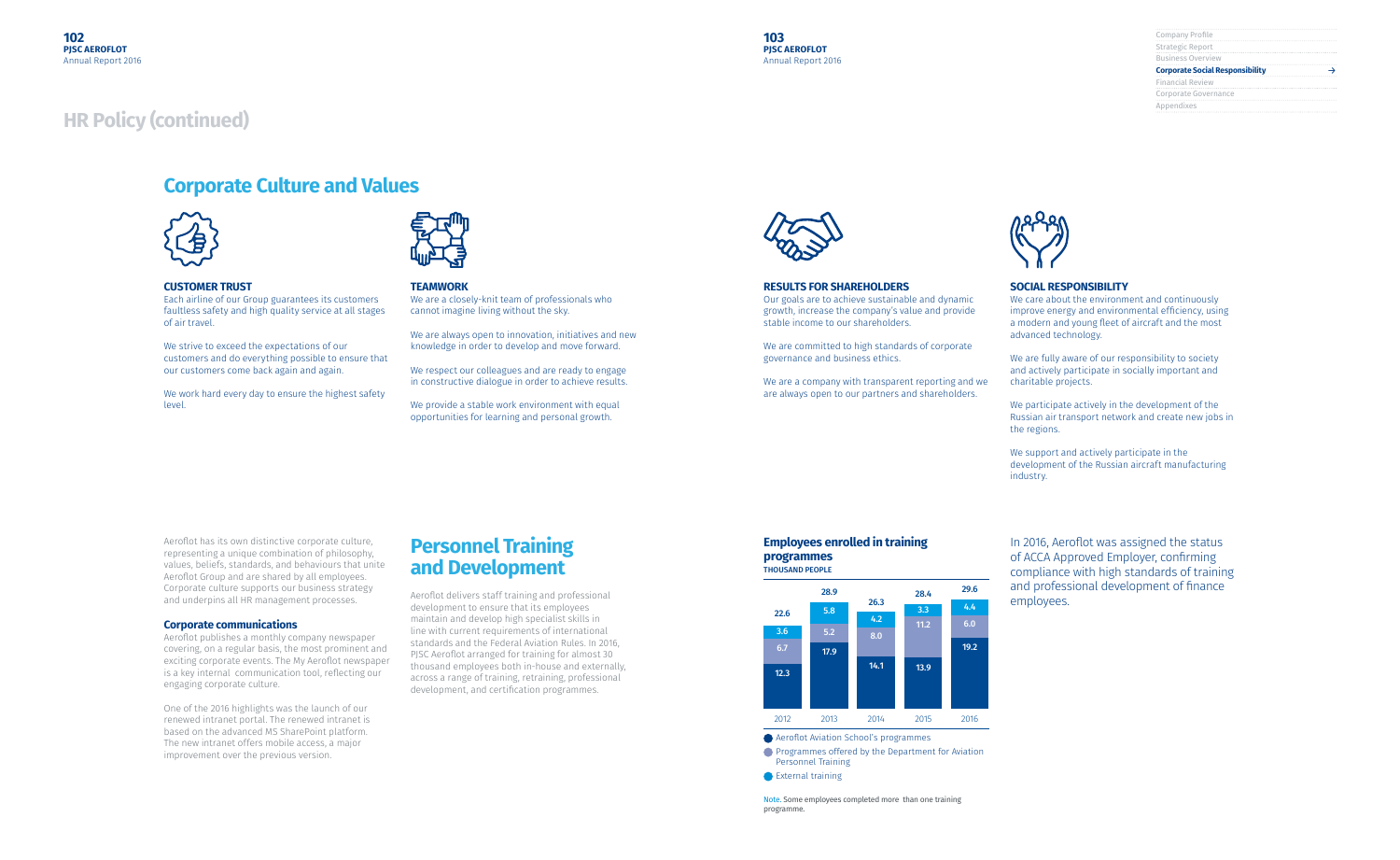# HR Policy (continued)

## Corporate Culture and Values

### CUSTOMER TRUST

Each airline of our Group guarantees its customers faultless safety and high quality service at all stages of air travel.

We strive to exceed the expectations of our customers and do everything possible to ensure that our customers come back again and again.

We work hard every day to ensure the highest safety level.

### TEAMWORK

We are a closely-knit team of professionals who cannot imagine living without the sky.

We are always open to innovation, initiatives and new knowledge in order to develop and move forward.

We respect our colleagues and are ready to engage in constructive dialogue in order to achieve results.

We provide a stable work environment with equal opportunities for learning and personal growth.

### RESULTS FOR SHAREHOLDERS

Our goals are to achieve sustainable and dynamic growth, increase the company's value and provide stable income to our shareholders.

We are committed to high standards of corporate governance and business ethics.

We are a company with transparent reporting and we are always open to our partners and shareholders.

### SOCIAL RESPONSIBILITY

We care about the environment and continuously improve energy and environmental efficiency, using a modern and young fleet of aircraft and the most advanced technology.

We are fully aware of our responsibility to society and actively participate in socially important and charitable projects.

We participate actively in the development of the Russian air transport network and create new jobs in the regions.

We support and actively participate in the development of the Russian aircraft manufacturing industry.

Aeroflot has its own distinctive corporate culture, representing a unique combination of philosophy, values, beliefs, standards, and behaviours that unite Aeroflot Group and are shared by all employees. Corporate culture supports our business strategy and underpins all HR management processes.

### Corporate communications

Aeroflot publishes a monthly company newspaper covering, on a regular basis, the most prominent and exciting corporate events. The My Aeroflot newspaper is a key internal communication tool, reflecting our engaging corporate culture.

One of the 2016 highlights was the launch of our renewed intranet portal. The renewed intranet is based on the advanced MS SharePoint platform. The new intranet offers mobile access, a major improvement over the previous version.

## Personnel Training and Development

Aeroflot delivers staff training and professional development to ensure that its employees maintain and develop high specialist skills in line with current requirements of international standards and the Federal Aviation Rules. In 2016, PJSC Aeroflot arranged for training for almost 30 thousand employees both in-house and externally, across a range of training, retraining, professional development, and certification programmes.

### Employees enrolled in training programmes

THOUSAND PEOPLE

| | 2012 | 2013 | 2014 | 2015 | 2016 |
|---|---|---|---|---|---|
| Aeroflot Aviation School's programmes | 12.3 | 17.9 | 14.1 | 13.9 | 19.2 |
| Programmes offered by the Department for Aviation Personnel Training | 6.7 | 5.2 | 8.0 | 11.2 | 6.0 |
| External training | 3.6 | 5.8 | 4.2 | 3.3 | 4.4 |
| Total | 22.6 | 28.9 | 26.3 | 28.4 | 29.6 |

Note. Some employees completed more than one training programme.

In 2016, Aeroflot was assigned the status of ACCA Approved Employer, confirming compliance with high standards of training and professional development of finance employees.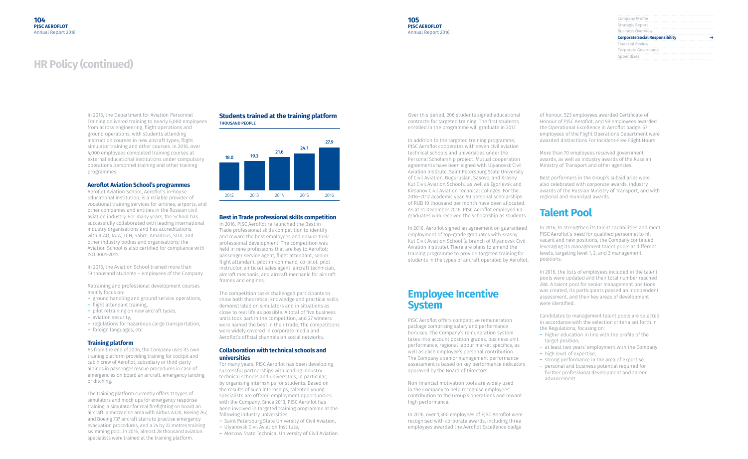# HR Policy (continued)

In 2016, the Department for Aviation Personnel Training delivered training to nearly 6,000 employees from across engineering, flight operations and ground operations, with students attending instruction courses in new aircraft types, flight simulator training and other courses. In 2016, over 4,000 employees completed training courses at external educational institutions under compulsory operations personnel training and other training programmes.

### Aeroflot Aviation School's programmes

Aeroflot Aviation School, Aeroflot's in-house educational institution, is a reliable provider of vocational training services for airlines, airports, and other companies and entities in the Russian civil aviation industry. For many years, the School has successfully collaborated with leading international industry organisations and has accreditations with ICAO, IATA, TCH, Sabre, Amadeus, SITA, and other industry bodies and organisations; the Aviation School is also certified for compliance with ISO 9001-2011.

In 2016, the Aviation School trained more than 19 thousand students – employees of the Company.

Retraining and professional development courses mainly focus on:

- ground handling and ground service operations,
- flight attendant training,
- pilot retraining on new aircraft types,
- aviation security,
- regulations for hazardous cargo transportation,
- foreign languages, etc.

### Training platform

As from the end of 2006, the Company uses its own training platform providing training for cockpit and cabin crew of Aeroflot, subsidiary or third-party airlines in passenger rescue procedures in case of emergencies on board an aircraft, emergency landing or ditching.

The training platform currently offers 11 types of simulators and mock-ups for emergency response training, a simulator for real firefighting on board an aircraft, a mezzanine area with Airbus A320, Boeing 767, and Boeing 737 aircraft stairs to practise emergency evacuation procedures, and a 24 by 22 metres training swimming pool. In 2016, almost 28 thousand aviation specialists were trained at the training platform.

### Students trained at the training platform

THOUSAND PEOPLE

| 2012 | 2013 | 2014 | 2015 | 2016 |
|---|---|---|---|---|
| 18.0 | 19.3 | 21.6 | 24.1 | 27.9 |

### Best in Trade professional skills competition

In 2016, PJSC Aeroflot re-launched the Best in Trade professional skills competition to identify and reward the best employees and ensure their professional development. The competition was held in nine professions that are key to Aeroflot: passenger service agent, flight attendant, senior flight attendant, pilot-in-command, co-pilot, pilot instructor, air ticket sales agent, aircraft technician, aircraft mechanic, and aircraft mechanic for aircraft frames and engines.

The competition tasks challenged participants to show both theoretical knowledge and practical skills, demonstrated on simulators and in situations as close to real life as possible. A total of five business units took part in the competition, and 27 winners were named the best in their trade. The competitions were widely covered in corporate media and Aeroflot's official channels on social networks.

### Collaboration with technical schools and universities

For many years, PJSC Aeroflot has been developing successful partnerships with leading industry technical schools and universities, in particular, by organising internships for students. Based on the results of such internships, talented young specialists are offered employment opportunities with the Company. Since 2013, PJSC Aeroflot has been involved in targeted training programme at the following industry universities:

- Saint Petersburg State University of Civil Aviation,
- Ulyanovsk Civil Aviation Institute,
- Moscow State Technical University of Civil Aviation.

Over this period, 206 students signed educational contracts for targeted training. The first students enrolled in the programme will graduate in 2017.

In addition to the targeted training programme, PJSC Aeroflot cooperates with seven civil aviation technical schools and universities under the Personal Scholarship project. Mutual cooperation agreements have been signed with Ulyanovsk Civil Aviation Institute, Saint Petersburg State University of Civil Aviation, Buguruslan, Sasovo, and Krasny Kut Civil Aviation Schools, as well as Egorievsk and Kirsanov Civil Aviation Technical Colleges. For the 2016–2017 academic year, 50 personal scholarships of RUB 10 thousand per month have been allocated. As at 31 December 2016, PJSC Aeroflot employed 63 graduates who received the scholarship as students.

In 2016, Aeroflot signed an agreement on guaranteed employment of top-grade graduates with Krasny Kut Civil Aviation School (a branch of Ulyanovsk Civil Aviation Institute). There are plans to amend the training programme to provide targeted training for students in the types of aircraft operated by Aeroflot.

## Employee Incentive System

PJSC Aeroflot offers competitive remuneration package comprising salary and performance bonuses. The Company's remuneration system takes into account position grades, business unit performance, regional labour market specifics, as well as each employee's personal contribution. The Company's senior management performance assessment is based on key performance indicators approved by the Board of Directors.

Non-financial motivation tools are widely used in the Company to help recognise employees' contribution to the Group's operations and reward high performance.

In 2016, over 1,300 employees of PJSC Aeroflot were recognised with corporate awards, including three employees awarded the Aeroflot Excellence badge of honour, 523 employees awarded Certificate of Honour of PJSC Aeroflot, and 99 employees awarded the Operational Excellence in Aeroflot badge. 57 employees of the Flight Operations Department were awarded distinctions For Incident-Free Flight Hours.

More than 70 employees received government awards, as well as industry awards of the Russian Ministry of Transport and other agencies.

Best performers in the Group's subsidiaries were also celebrated with corporate awards, industry awards of the Russian Ministry of Transport, and with regional and municipal awards.

## Talent Pool

In 2016, to strengthen its talent capabilities and meet PJSC Aeroflot's need for qualified personnel to fill vacant and new positions, the Company continued leveraging its management talent pools at different levels, targeting level 1, 2, and 3 management positions.

In 2016, the lists of employees included in the talent pools were updated and their total number reached 288. A talent pool for senior management positions was created, its participants passed an independent assessment, and their key areas of development were identified.

Candidates to management talent pools are selected in accordance with the selection criteria set forth in the Regulations, focusing on:

- higher education in line with the profile of the target position;
- at least two years' employment with the Company;
- high level of expertise;
- strong performance in the area of expertise;
- personal and business potential required for further professional development and career advancement.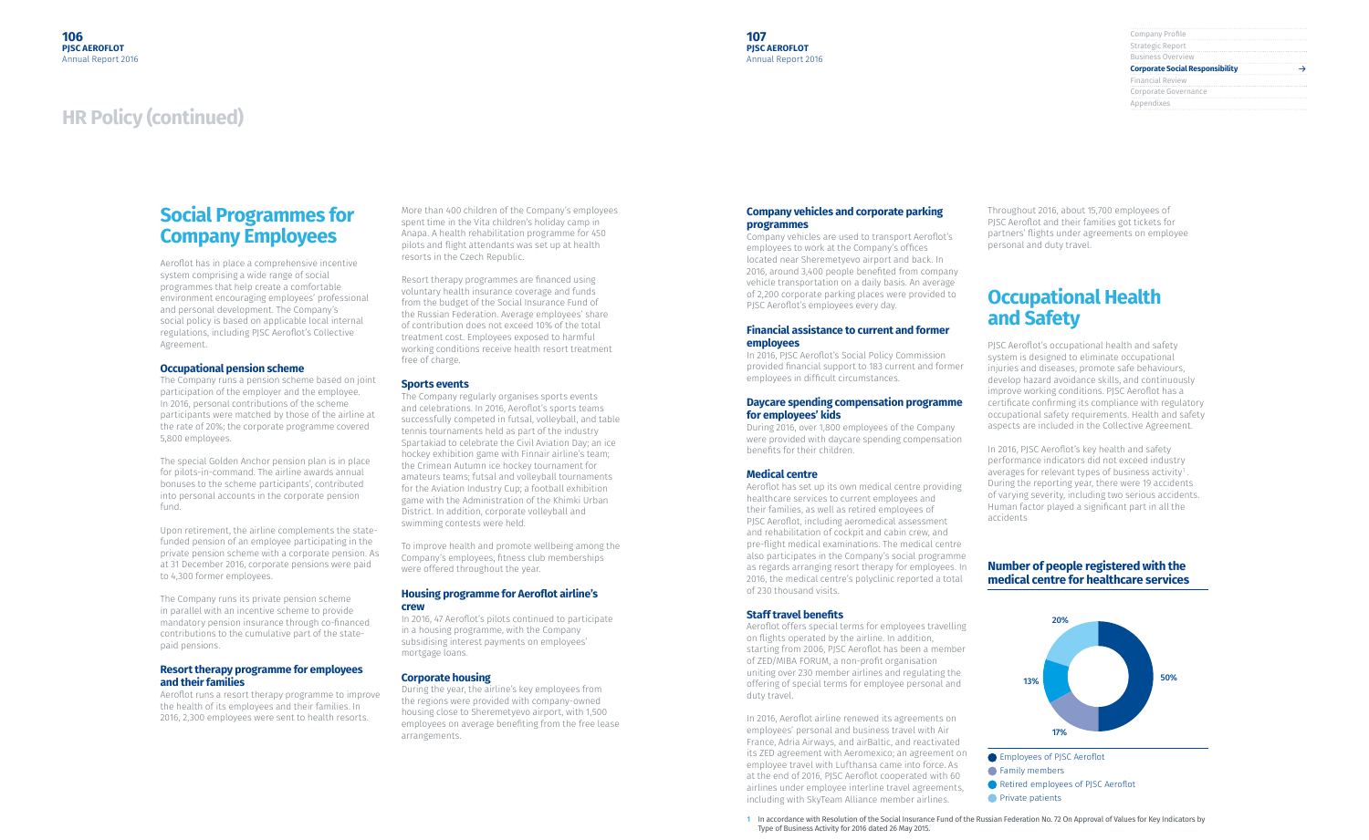# HR Policy (continued)

## Social Programmes for Company Employees

Aeroflot has in place a comprehensive incentive system comprising a wide range of social programmes that help create a comfortable environment encouraging employees' professional and personal development. The Company's social policy is based on applicable local internal regulations, including PJSC Aeroflot's Collective Agreement.

### Occupational pension scheme

The Company runs a pension scheme based on joint participation of the employer and the employee. In 2016, personal contributions of the scheme participants were matched by those of the airline at the rate of 20%; the corporate programme covered 5,800 employees.

The special Golden Anchor pension plan is in place for pilots-in-command. The airline awards annual bonuses to the scheme participants', contributed into personal accounts in the corporate pension fund.

Upon retirement, the airline complements the state-funded pension of an employee participating in the private pension scheme with a corporate pension. As at 31 December 2016, corporate pensions were paid to 4,300 former employees.

The Company runs its private pension scheme in parallel with an incentive scheme to provide mandatory pension insurance through co-financed contributions to the cumulative part of the state-paid pensions.

### Resort therapy programme for employees and their families

Aeroflot runs a resort therapy programme to improve the health of its employees and their families. In 2016, 2,300 employees were sent to health resorts.

More than 400 children of the Company's employees spent time in the Vita children's holiday camp in Anapa. A health rehabilitation programme for 450 pilots and flight attendants was set up at health resorts in the Czech Republic.

Resort therapy programmes are financed using voluntary health insurance coverage and funds from the budget of the Social Insurance Fund of the Russian Federation. Average employees' share of contribution does not exceed 10% of the total treatment cost. Employees exposed to harmful working conditions receive health resort treatment free of charge.

### Sports events

The Company regularly organises sports events and celebrations. In 2016, Aeroflot's sports teams successfully competed in futsal, volleyball, and table tennis tournaments held as part of the industry Spartakiad to celebrate the Civil Aviation Day; an ice hockey exhibition game with Finnair airline's team; the Crimean Autumn ice hockey tournament for amateurs teams; futsal and volleyball tournaments for the Aviation Industry Cup; a football exhibition game with the Administration of the Khimki Urban District. In addition, corporate volleyball and swimming contests were held.

To improve health and promote wellbeing among the Company's employees, fitness club memberships were offered throughout the year.

### Housing programme for Aeroflot airline's crew

In 2016, 47 Aeroflot's pilots continued to participate in a housing programme, with the Company subsidising interest payments on employees' mortgage loans.

### Corporate housing

During the year, the airline's key employees from the regions were provided with company-owned housing close to Sheremetyevo airport, with 1,500 employees on average benefiting from the free lease arrangements.

### Company vehicles and corporate parking programmes

Company vehicles are used to transport Aeroflot's employees to work at the Company's offices located near Sheremetyevo airport and back. In 2016, around 3,400 people benefited from company vehicle transportation on a daily basis. An average of 2,200 corporate parking places were provided to PJSC Aeroflot's employees every day.

### Financial assistance to current and former employees

In 2016, PJSC Aeroflot's Social Policy Commission provided financial support to 183 current and former employees in difficult circumstances.

### Daycare spending compensation programme for employees' kids

During 2016, over 1,800 employees of the Company were provided with daycare spending compensation benefits for their children.

### Medical centre

Aeroflot has set up its own medical centre providing healthcare services to current employees and their families, as well as retired employees of PJSC Aeroflot, including aeromedical assessment and rehabilitation of cockpit and cabin crew, and pre-flight medical examinations. The medical centre also participates in the Company's social programme as regards arranging resort therapy for employees. In 2016, the medical centre's polyclinic reported a total of 230 thousand visits.

### Staff travel benefits

Aeroflot offers special terms for employees travelling on flights operated by the airline. In addition, starting from 2006, PJSC Aeroflot has been a member of ZED/MIBA FORUM, a non-profit organisation uniting over 230 member airlines and regulating the offering of special terms for employee personal and duty travel.

In 2016, Aeroflot airline renewed its agreements on employees' personal and business travel with Air France, Adria Airways, and airBaltic, and reactivated its ZED agreement with Aeromexico; an agreement on employee travel with Lufthansa came into force. As at the end of 2016, PJSC Aeroflot cooperated with 60 airlines under employee interline travel agreements, including with SkyTeam Alliance member airlines.

Throughout 2016, about 15,700 employees of PJSC Aeroflot and their families got tickets for partners' flights under agreements on employee personal and duty travel.

## Occupational Health and Safety

PJSC Aeroflot's occupational health and safety system is designed to eliminate occupational injuries and diseases, promote safe behaviours, develop hazard avoidance skills, and continuously improve working conditions. PJSC Aeroflot has a certificate confirming its compliance with regulatory occupational safety requirements. Health and safety aspects are included in the Collective Agreement.

In 2016, PJSC Aeroflot's key health and safety performance indicators did not exceed industry averages for relevant types of business activity[1]. During the reporting year, there were 19 accidents of varying severity, including two serious accidents. Human factor played a significant part in all the accidents

### Number of people registered with the medical centre for healthcare services

| Category | Share |
|---|---|
| Employees of PJSC Aeroflot | 50% |
| Family members | 17% |
| Retired employees of PJSC Aeroflot | 13% |
| Private patients | 20% |

1 In accordance with Resolution of the Social Insurance Fund of the Russian Federation No. 72 On Approval of Values for Key Indicators by Type of Business Activity for 2016 dated 26 May 2015.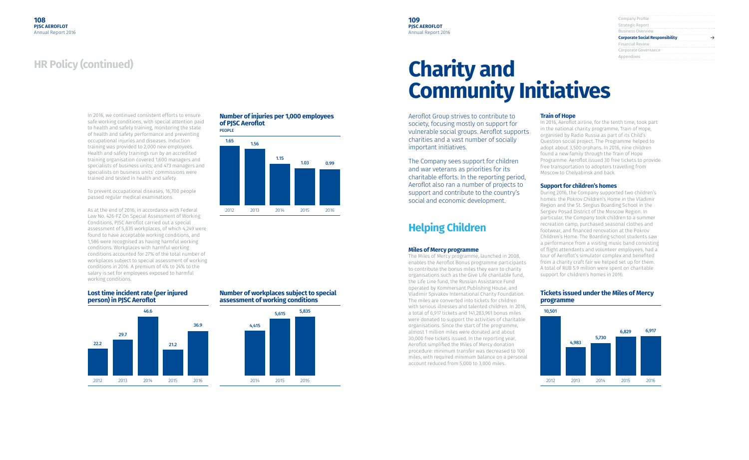## HR Policy (continued)

In 2016, we continued consistent efforts to ensure safe working conditions, with special attention paid to health and safety training, monitoring the state of health and safety performance and preventing occupational injuries and diseases. Induction training was provided to 2,000 new employees. Health and safety trainings run by an accredited training organisation covered 1,600 managers and specialists of business units; and 473 managers and specialists on business units' commissions were trained and tested in health and safety.

To prevent occupational diseases, 16,700 people passed regular medical examinations.

As at the end of 2016, in accordance with Federal Law No. 426-FZ On Special Assessment of Working Conditions, PJSC Aeroflot carried out a special assessment of 5,835 workplaces, of which 4,249 were found to have acceptable working conditions, and 1,586 were recognised as having harmful working conditions. Workplaces with harmful working conditions accounted for 27% of the total number of workplaces subject to special assessment of working conditions in 2016. A premium of 4% to 24% to the salary is set for employees exposed to harmful working conditions.

**Number of injuries per 1,000 employees of PJSC Aeroflot**
PEOPLE

| 2012 | 2013 | 2014 | 2015 | 2016 |
|---|---|---|---|---|
| 1.65 | 1.56 | 1.15 | 1.03 | 0.99 |

**Lost time incident rate (per injured person) in PJSC Aeroflot**

| 2012 | 2013 | 2014 | 2015 | 2016 |
|---|---|---|---|---|
| 22.2 | 29.7 | 46.6 | 21.2 | 36.9 |

**Number of workplaces subject to special assessment of working conditions**

| 2014 | 2015 | 2016 |
|---|---|---|
| 4,415 | 5,615 | 5,835 |

# Charity and Community Initiatives

Aeroflot Group strives to contribute to society, focusing mostly on support for vulnerable social groups. Aeroflot supports charities and a vast number of socially important initiatives.

The Company sees support for children and war veterans as priorities for its charitable efforts. In the reporting period, Aeroflot also ran a number of projects to support and contribute to the country's social and economic development.

## Helping Children

### Miles of Mercy programme

The Miles of Mercy programme, launched in 2008, enables the Aeroflot Bonus programme participants to contribute the bonus miles they earn to charity organisations such as the Give Life charitable fund, the Life Line fund, the Russian Assistance Fund operated by Kommersant Publishing House, and Vladimir Spivakov International Charity Foundation. The miles are converted into tickets for children with serious illnesses and talented children. In 2016, a total of 6,917 tickets and 141,283,961 bonus miles were donated to support the activities of charitable organisations. Since the start of the programme, almost 1 million miles were donated and about 30,000 free tickets issued. In the reporting year, Aeroflot simplified the Miles of Mercy donation procedure: minimum transfer was decreased to 100 miles, with required minimum balance on a personal account reduced from 5,000 to 3,000 miles.

### Train of Hope

In 2016, Aeroflot airline, for the tenth time, took part in the national charity programme, Train of Hope, organised by Radio Russia as part of its Child's Question social project. The Programme helped to adopt about 3,500 orphans. In 2016, nine children found a new family through the Train of Hope Programme. Aeroflot issued 30 free tickets to provide free transportation to adopters travelling from Moscow to Chelyabinsk and back.

### Support for children's homes

During 2016, the Company supported two children's homes: the Pokrov Children's Home in the Vladimir Region and the St. Sergius Boarding School in the Sergiev Posad District of the Moscow Region. In particular, the Company took children to a summer recreation camp, purchased seasonal clothes and footwear, and financed renovation at the Pokrov Children's Home. The Boarding school students saw a performance from a visiting music band consisting of flight attendants and volunteer employees, had a tour of Aeroflot's simulator complex and benefited from a charity craft fair we helped set up for them. A total of RUB 5.9 million were spent on charitable support for children's homes in 2016.

**Tickets issued under the Miles of Mercy programme**

| 2012 | 2013 | 2014 | 2015 | 2016 |
|---|---|---|---|---|
| 10,501 | 4,983 | 5,730 | 6,829 | 6,917 |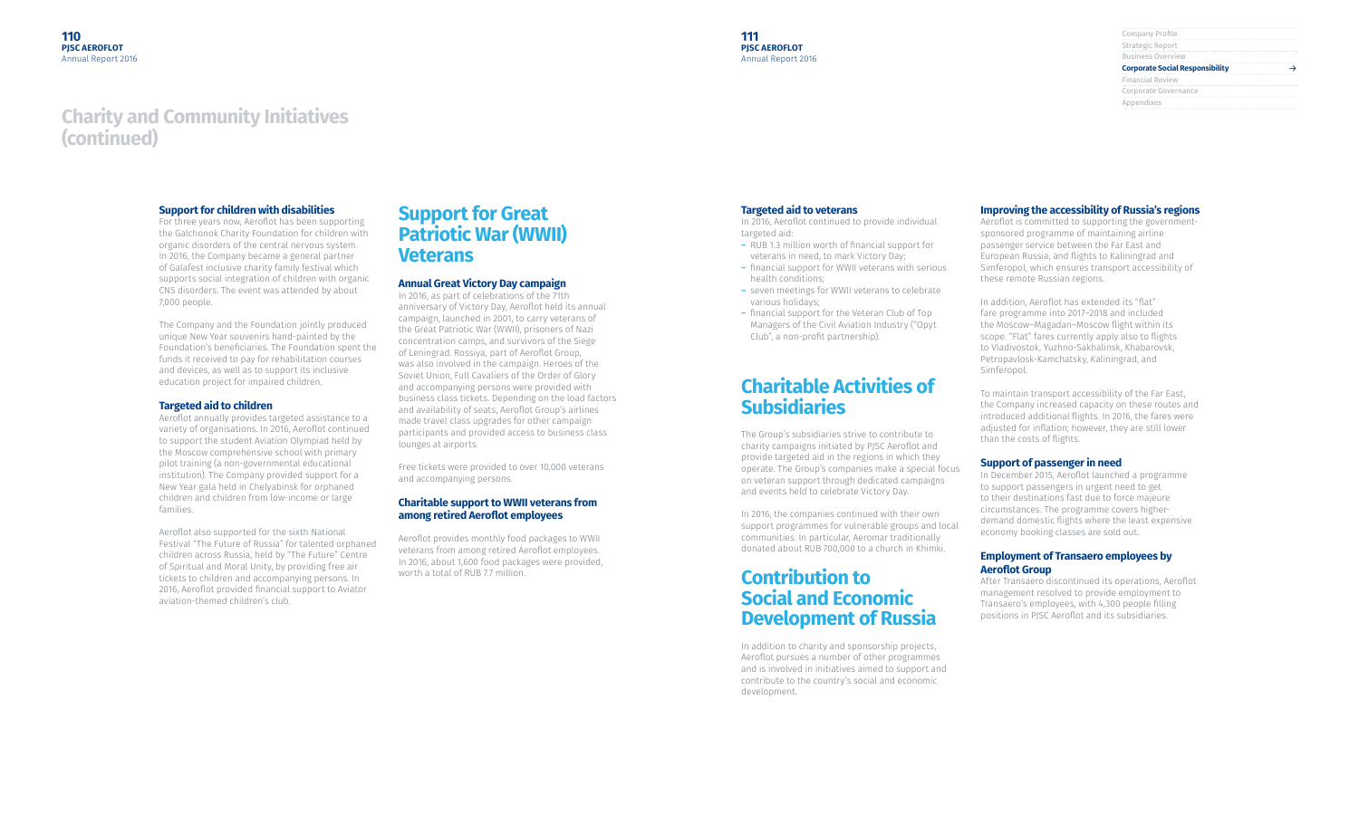# Charity and Community Initiatives (continued)

### Support for children with disabilities

For three years now, Aeroflot has been supporting the Galchonok Charity Foundation for children with organic disorders of the central nervous system. In 2016, the Company became a general partner of Galafest inclusive charity family festival which supports social integration of children with organic CNS disorders. The event was attended by about 7,000 people.

The Company and the Foundation jointly produced unique New Year souvenirs hand-painted by the Foundation's beneficiaries. The Foundation spent the funds it received to pay for rehabilitation courses and devices, as well as to support its inclusive education project for impaired children.

### Targeted aid to children

Aeroflot annually provides targeted assistance to a variety of organisations. In 2016, Aeroflot continued to support the student Aviation Olympiad held by the Moscow comprehensive school with primary pilot training (a non-governmental educational institution). The Company provided support for a New Year gala held in Chelyabinsk for orphaned children and children from low-income or large families.

Aeroflot also supported for the sixth National Festival "The Future of Russia" for talented orphaned children across Russia, held by "The Future" Centre of Spiritual and Moral Unity, by providing free air tickets to children and accompanying persons. In 2016, Aeroflot provided financial support to Aviator aviation-themed children's club.

## Support for Great Patriotic War (WWII) Veterans

### Annual Great Victory Day campaign

In 2016, as part of celebrations of the 71th anniversary of Victory Day, Aeroflot held its annual campaign, launched in 2001, to carry veterans of the Great Patriotic War (WWII), prisoners of Nazi concentration camps, and survivors of the Siege of Leningrad. Rossiya, part of Aeroflot Group, was also involved in the campaign. Heroes of the Soviet Union, Full Cavaliers of the Order of Glory and accompanying persons were provided with business class tickets. Depending on the load factors and availability of seats, Aeroflot Group's airlines made travel class upgrades for other campaign participants and provided access to business class lounges at airports.

Free tickets were provided to over 10,000 veterans and accompanying persons.

### Charitable support to WWII veterans from among retired Aeroflot employees

Aeroflot provides monthly food packages to WWII veterans from among retired Aeroflot employees. In 2016, about 1,600 food packages were provided, worth a total of RUB 7.7 million.

### Targeted aid to veterans

In 2016, Aeroflot continued to provide individual targeted aid:

- RUB 1.3 million worth of financial support for veterans in need, to mark Victory Day;
- financial support for WWII veterans with serious health conditions;
- seven meetings for WWII veterans to celebrate various holidays;
- financial support for the Veteran Club of Top Managers of the Civil Aviation Industry ("Opyt Club", a non-profit partnership).

## Charitable Activities of Subsidiaries

The Group's subsidiaries strive to contribute to charity campaigns initiated by PJSC Aeroflot and provide targeted aid in the regions in which they operate. The Group's companies make a special focus on veteran support through dedicated campaigns and events held to celebrate Victory Day.

In 2016, the companies continued with their own support programmes for vulnerable groups and local communities. In particular, Aeromar traditionally donated about RUB 700,000 to a church in Khimki.

## Contribution to Social and Economic Development of Russia

In addition to charity and sponsorship projects, Aeroflot pursues a number of other programmes and is involved in initiatives aimed to support and contribute to the country's social and economic development.

### Improving the accessibility of Russia's regions

Aeroflot is committed to supporting the government-sponsored programme of maintaining airline passenger service between the Far East and European Russia, and flights to Kaliningrad and Simferopol, which ensures transport accessibility of these remote Russian regions.

In addition, Aeroflot has extended its "flat" fare programme into 2017–2018 and included the Moscow–Magadan–Moscow flight within its scope. "Flat" fares currently apply also to flights to Vladivostok, Yuzhno-Sakhalinsk, Khabarovsk, Petropavlosk-Kamchatsky, Kaliningrad, and Simferopol.

To maintain transport accessibility of the Far East, the Company increased capacity on these routes and introduced additional flights. In 2016, the fares were adjusted for inflation; however, they are still lower than the costs of flights.

### Support of passenger in need

In December 2015, Aeroflot launched a programme to support passengers in urgent need to get to their destinations fast due to force majeure circumstances. The programme covers higher-demand domestic flights where the least expensive economy booking classes are sold out.

### Employment of Transaero employees by Aeroflot Group

After Transaero discontinued its operations, Aeroflot management resolved to provide employment to Transaero's employees, with 4,300 people filling positions in PJSC Aeroflot and its subsidiaries.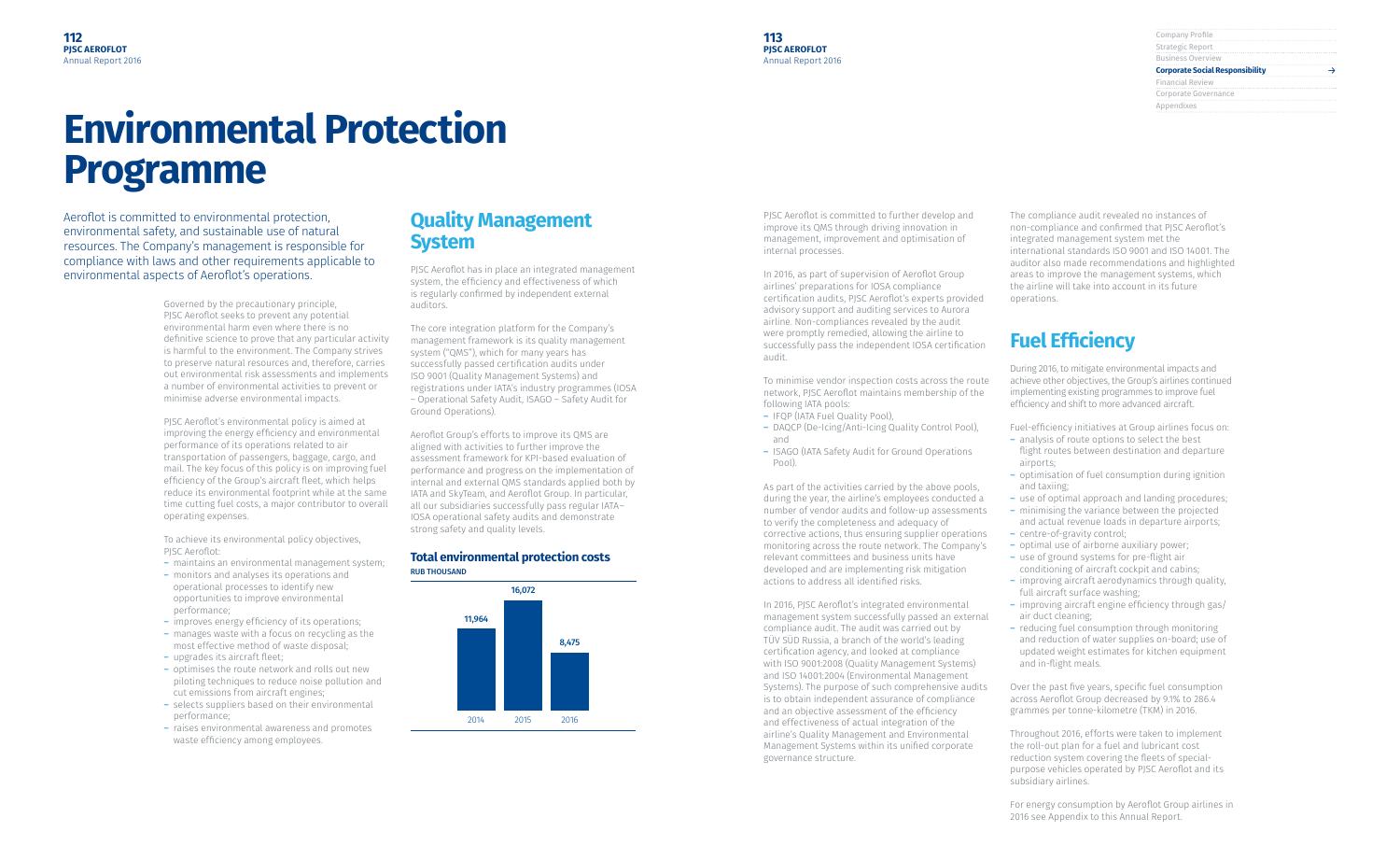# Environmental Protection Programme

Aeroflot is committed to environmental protection, environmental safety, and sustainable use of natural resources. The Company's management is responsible for compliance with laws and other requirements applicable to environmental aspects of Aeroflot's operations.

Governed by the precautionary principle, PJSC Aeroflot seeks to prevent any potential environmental harm even where there is no definitive science to prove that any particular activity is harmful to the environment. The Company strives to preserve natural resources and, therefore, carries out environmental risk assessments and implements a number of environmental activities to prevent or minimise adverse environmental impacts.

PJSC Aeroflot's environmental policy is aimed at improving the energy efficiency and environmental performance of its operations related to air transportation of passengers, baggage, cargo, and mail. The key focus of this policy is on improving fuel efficiency of the Group's aircraft fleet, which helps reduce its environmental footprint while at the same time cutting fuel costs, a major contributor to overall operating expenses.

To achieve its environmental policy objectives, PJSC Aeroflot:

- maintains an environmental management system;
- monitors and analyses its operations and operational processes to identify new opportunities to improve environmental performance;
- improves energy efficiency of its operations;
- manages waste with a focus on recycling as the most effective method of waste disposal;
- upgrades its aircraft fleet;
- optimises the route network and rolls out new piloting techniques to reduce noise pollution and cut emissions from aircraft engines;
- selects suppliers based on their environmental performance;
- raises environmental awareness and promotes waste efficiency among employees.

## Quality Management System

PJSC Aeroflot has in place an integrated management system, the efficiency and effectiveness of which is regularly confirmed by independent external auditors.

The core integration platform for the Company's management framework is its quality management system ("QMS"), which for many years has successfully passed certification audits under ISO 9001 (Quality Management Systems) and registrations under IATA's industry programmes (IOSA – Operational Safety Audit, ISAGO – Safety Audit for Ground Operations).

Aeroflot Group's efforts to improve its QMS are aligned with activities to further improve the assessment framework for KPI-based evaluation of performance and progress on the implementation of internal and external QMS standards applied both by IATA and SkyTeam, and Aeroflot Group. In particular, all our subsidiaries successfully pass regular IATA–IOSA operational safety audits and demonstrate strong safety and quality levels.

### Total environmental protection costs

RUB THOUSAND

| Year | Costs |
|---|---|
| 2014 | 11,964 |
| 2015 | 16,072 |
| 2016 | 8,475 |

PJSC Aeroflot is committed to further develop and improve its QMS through driving innovation in management, improvement and optimisation of internal processes.

In 2016, as part of supervision of Aeroflot Group airlines' preparations for IOSA compliance certification audits, PJSC Aeroflot's experts provided advisory support and auditing services to Aurora airline. Non-compliances revealed by the audit were promptly remedied, allowing the airline to successfully pass the independent IOSA certification audit.

To minimise vendor inspection costs across the route network, PJSC Aeroflot maintains membership of the following IATA pools:

- IFQP (IATA Fuel Quality Pool),
- DAQCP (De-Icing/Anti-Icing Quality Control Pool), and
- ISAGO (IATA Safety Audit for Ground Operations Pool).

As part of the activities carried by the above pools, during the year, the airline's employees conducted a number of vendor audits and follow-up assessments to verify the completeness and adequacy of corrective actions, thus ensuring supplier operations monitoring across the route network. The Company's relevant committees and business units have developed and are implementing risk mitigation actions to address all identified risks.

In 2016, PJSC Aeroflot's integrated environmental management system successfully passed an external compliance audit. The audit was carried out by TÜV SÜD Russia, a branch of the world's leading certification agency, and looked at compliance with ISO 9001:2008 (Quality Management Systems) and ISO 14001:2004 (Environmental Management Systems). The purpose of such comprehensive audits is to obtain independent assurance of compliance and an objective assessment of the efficiency and effectiveness of actual integration of the airline's Quality Management and Environmental Management Systems within its unified corporate governance structure.

The compliance audit revealed no instances of non-compliance and confirmed that PJSC Aeroflot's integrated management system met the international standards ISO 9001 and ISO 14001. The auditor also made recommendations and highlighted areas to improve the management systems, which the airline will take into account in its future operations.

## Fuel Efficiency

During 2016, to mitigate environmental impacts and achieve other objectives, the Group's airlines continued implementing existing programmes to improve fuel efficiency and shift to more advanced aircraft.

Fuel-efficiency initiatives at Group airlines focus on:

- analysis of route options to select the best flight routes between destination and departure airports;
- optimisation of fuel consumption during ignition and taxiing;
- use of optimal approach and landing procedures;
- minimising the variance between the projected and actual revenue loads in departure airports;
- centre-of-gravity control;
- optimal use of airborne auxiliary power;
- use of ground systems for pre-flight air conditioning of aircraft cockpit and cabins;
- improving aircraft aerodynamics through quality, full aircraft surface washing;
- improving aircraft engine efficiency through gas/air duct cleaning;
- reducing fuel consumption through monitoring and reduction of water supplies on-board; use of updated weight estimates for kitchen equipment and in-flight meals.

Over the past five years, specific fuel consumption across Aeroflot Group decreased by 9.1% to 286.4 grammes per tonne-kilometre (TKM) in 2016.

Throughout 2016, efforts were taken to implement the roll-out plan for a fuel and lubricant cost reduction system covering the fleets of special-purpose vehicles operated by PJSC Aeroflot and its subsidiary airlines.

For energy consumption by Aeroflot Group airlines in 2016 see Appendix to this Annual Report.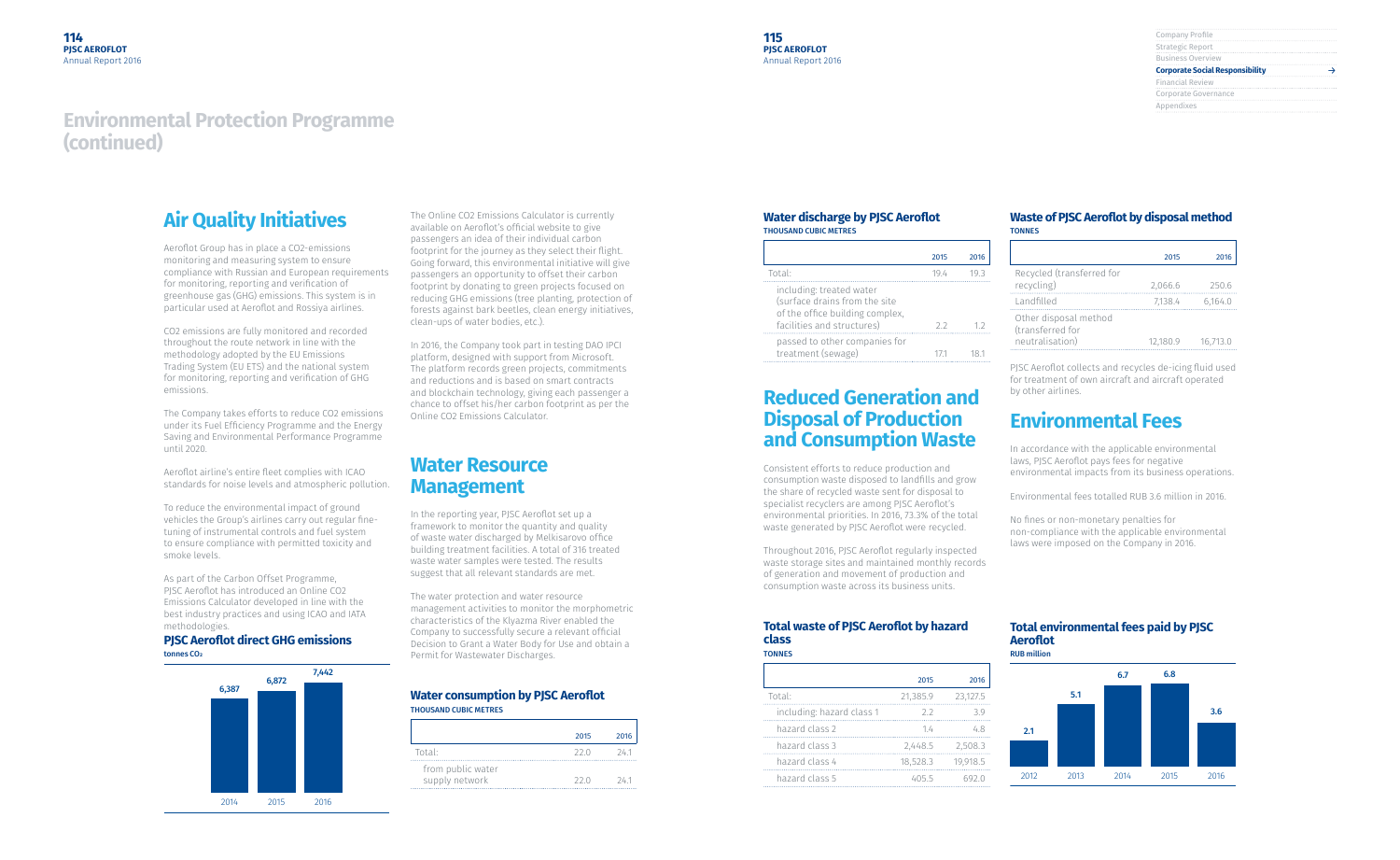# Environmental Protection Programme (continued)

## Air Quality Initiatives

Aeroflot Group has in place a CO2-emissions monitoring and measuring system to ensure compliance with Russian and European requirements for monitoring, reporting and verification of greenhouse gas (GHG) emissions. This system is in particular used at Aeroflot and Rossiya airlines.

CO2 emissions are fully monitored and recorded throughout the route network in line with the methodology adopted by the EU Emissions Trading System (EU ETS) and the national system for monitoring, reporting and verification of GHG emissions.

The Company takes efforts to reduce CO2 emissions under its Fuel Efficiency Programme and the Energy Saving and Environmental Performance Programme until 2020.

Aeroflot airline's entire fleet complies with ICAO standards for noise levels and atmospheric pollution.

To reduce the environmental impact of ground vehicles the Group's airlines carry out regular fine-tuning of instrumental controls and fuel system to ensure compliance with permitted toxicity and smoke levels.

As part of the Carbon Offset Programme, PJSC Aeroflot has introduced an Online CO2 Emissions Calculator developed in line with the best industry practices and using ICAO and IATA methodologies.

### PJSC Aeroflot direct GHG emissions

tonnes $CO_2$

6,387
6,872
7,442
2014
2015
2016

The Online CO2 Emissions Calculator is currently available on Aeroflot's official website to give passengers an idea of their individual carbon footprint for the journey as they select their flight. Going forward, this environmental initiative will give passengers an opportunity to offset their carbon footprint by donating to green projects focused on reducing GHG emissions (tree planting, protection of forests against bark beetles, clean energy initiatives, clean-ups of water bodies, etc.).

In 2016, the Company took part in testing DAO IPCI platform, designed with support from Microsoft. The platform records green projects, commitments and reductions and is based on smart contracts and blockchain technology, giving each passenger a chance to offset his/her carbon footprint as per the Online CO2 Emissions Calculator.

## Water Resource Management

In the reporting year, PJSC Aeroflot set up a framework to monitor the quantity and quality of waste water discharged by Melkisarovo office building treatment facilities. A total of 316 treated waste water samples were tested. The results suggest that all relevant standards are met.

The water protection and water resource management activities to monitor the morphometric characteristics of the Klyazma River enabled the Company to successfully secure a relevant official Decision to Grant a Water Body for Use and obtain a Permit for Wastewater Discharges.

### Water consumption by PJSC Aeroflot

THOUSAND CUBIC METRES

| | 2015 | 2016 |
|---|---|---|
| Total: | 22.0 | 24.1 |
| from public water supply network | 22.0 | 24.1 |

### Water discharge by PJSC Aeroflot

THOUSAND CUBIC METRES

| | 2015 | 2016 |
|---|---|---|
| Total: | 19.4 | 19.3 |
| including: treated water (surface drains from the site of the office building complex, facilities and structures) | 2.2 | 1.2 |
| passed to other companies for treatment (sewage) | 17.1 | 18.1 |

## Reduced Generation and Disposal of Production and Consumption Waste

Consistent efforts to reduce production and consumption waste disposed to landfills and grow the share of recycled waste sent for disposal to specialist recyclers are among PJSC Aeroflot's environmental priorities. In 2016, 73.3% of the total waste generated by PJSC Aeroflot were recycled.

Throughout 2016, PJSC Aeroflot regularly inspected waste storage sites and maintained monthly records of generation and movement of production and consumption waste across its business units.

### Total waste of PJSC Aeroflot by hazard class

TONNES

| | 2015 | 2016 |
|---|---|---|
| Total: | 21,385.9 | 23,127.5 |
| including: hazard class 1 | 2.2 | 3.9 |
| hazard class 2 | 1.4 | 4.8 |
| hazard class 3 | 2,448.5 | 2,508.3 |
| hazard class 4 | 18,528.3 | 19,918.5 |
| hazard class 5 | 405.5 | 692.0 |

### Waste of PJSC Aeroflot by disposal method

TONNES

| | 2015 | 2016 |
|---|---|---|
| Recycled (transferred for recycling) | 2,066.6 | 250.6 |
| Landfilled | 7,138.4 | 6,164.0 |
| Other disposal method (transferred for neutralisation) | 12,180.9 | 16,713.0 |

PJSC Aeroflot collects and recycles de-icing fluid used for treatment of own aircraft and aircraft operated by other airlines.

## Environmental Fees

In accordance with the applicable environmental laws, PJSC Aeroflot pays fees for negative environmental impacts from its business operations.

Environmental fees totalled RUB 3.6 million in 2016.

No fines or non-monetary penalties for non-compliance with the applicable environmental laws were imposed on the Company in 2016.

### Total environmental fees paid by PJSC Aeroflot

RUB million

2.1
5.1
6.7
6.8
3.6
2012
2013
2014
2015
2016